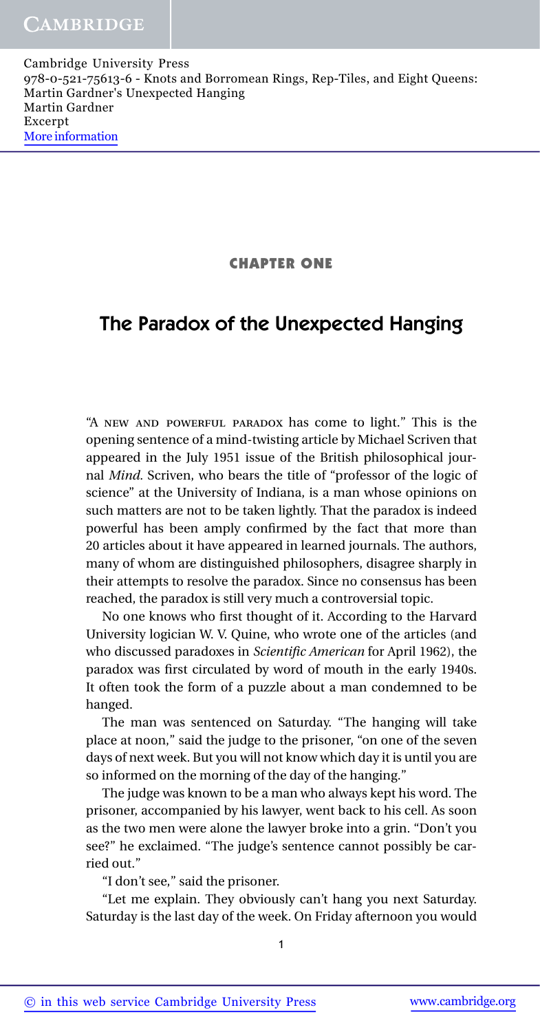## CHAPTER ONE

# The Paradox of the Unexpected Hanging

"A NEW AND POWERFUL PARADOX has come to light." This is the opening sentence of a mind-twisting article by Michael Scriven that appeared in the July 1951 issue of the British philosophical journal *Mind*. Scriven, who bears the title of "professor of the logic of science" at the University of Indiana, is a man whose opinions on such matters are not to be taken lightly. That the paradox is indeed powerful has been amply confirmed by the fact that more than 20 articles about it have appeared in learned journals. The authors, many of whom are distinguished philosophers, disagree sharply in their attempts to resolve the paradox. Since no consensus has been reached, the paradox is still very much a controversial topic.

No one knows who first thought of it. According to the Harvard University logician W. V. Quine, who wrote one of the articles (and who discussed paradoxes in *Scientific American* for April 1962), the paradox was first circulated by word of mouth in the early 1940s. It often took the form of a puzzle about a man condemned to be hanged.

The man was sentenced on Saturday. "The hanging will take place at noon," said the judge to the prisoner, "on one of the seven days of next week. But you will not know which day it is until you are so informed on the morning of the day of the hanging."

The judge was known to be a man who always kept his word. The prisoner, accompanied by his lawyer, went back to his cell. As soon as the two men were alone the lawyer broke into a grin. "Don't you see?" he exclaimed. "The judge's sentence cannot possibly be carried out."

"I don't see," said the prisoner.

"Let me explain. They obviously can't hang you next Saturday. Saturday is the last day of the week. On Friday afternoon you would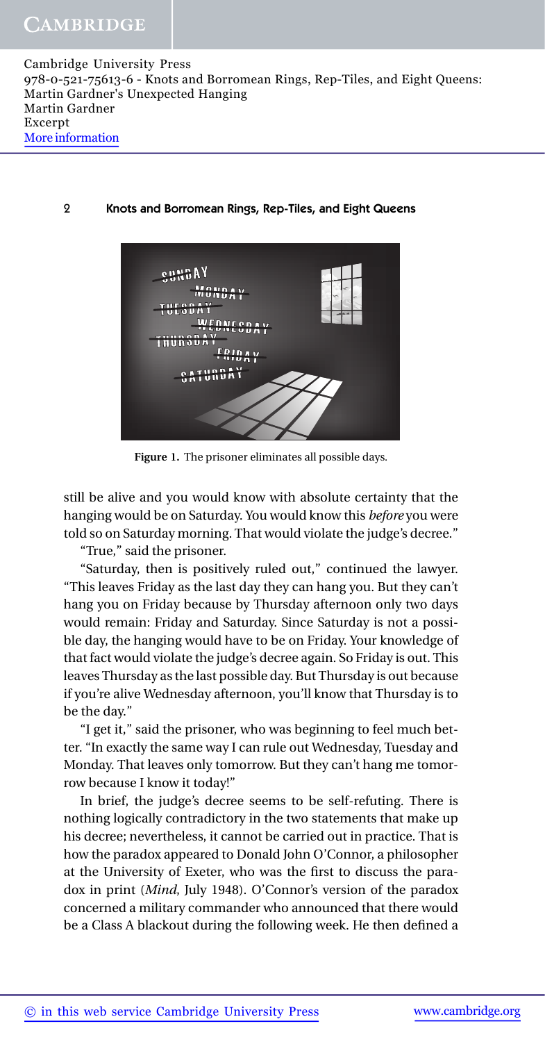**Figure 1.** The prisoner eliminates all possible days.

still be alive and you would know with absolute certainty that the hanging would be on Saturday. You would know this *before* you were told so on Saturday morning. That would violate the judge's decree."

"True," said the prisoner.

"Saturday, then is positively ruled out," continued the lawyer. "This leaves Friday as the last day they can hang you. But they can't hang you on Friday because by Thursday afternoon only two days would remain: Friday and Saturday. Since Saturday is not a possible day, the hanging would have to be on Friday. Your knowledge of that fact would violate the judge's decree again. So Friday is out. This leaves Thursday as the last possible day. But Thursday is out because if you're alive Wednesday afternoon, you'll know that Thursday is to be the day."

"I get it," said the prisoner, who was beginning to feel much better. "In exactly the same way I can rule out Wednesday, Tuesday and Monday. That leaves only tomorrow. But they can't hang me tomorrow because I know it today!"

In brief, the judge's decree seems to be self-refuting. There is nothing logically contradictory in the two statements that make up his decree; nevertheless, it cannot be carried out in practice. That is how the paradox appeared to Donald John O'Connor, a philosopher at the University of Exeter, who was the first to discuss the paradox in print (*Mind*, July 1948). O'Connor's version of the paradox concerned a military commander who announced that there would be a Class A blackout during the following week. He then defined a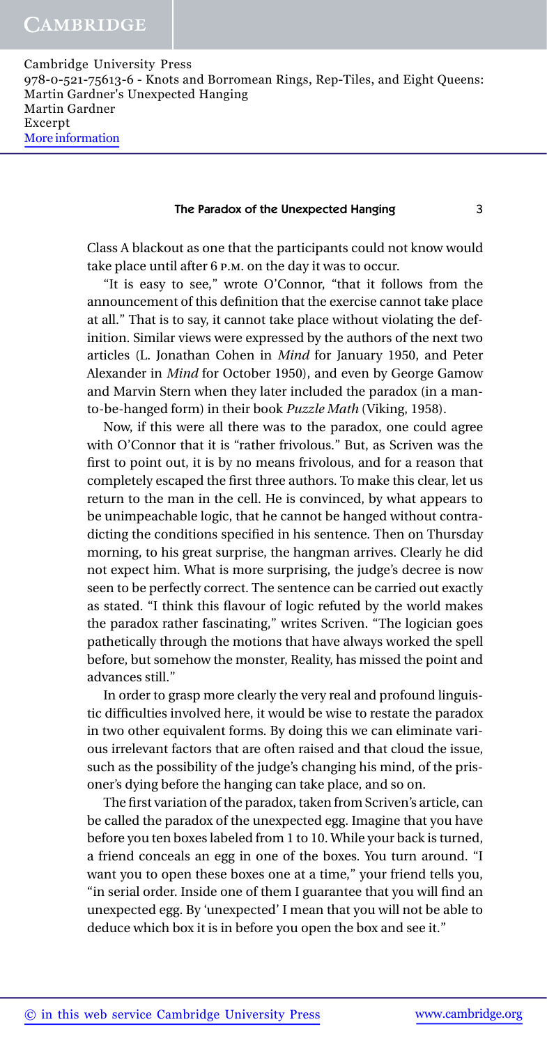Class A blackout as one that the participants could not know would take place until after 6 P.M. on the day it was to occur.

"It is easy to see," wrote O'Connor, "that it follows from the announcement of this definition that the exercise cannot take place at all." That is to say, it cannot take place without violating the definition. Similar views were expressed by the authors of the next two articles (L. Jonathan Cohen in *Mind* for January 1950, and Peter Alexander in *Mind* for October 1950), and even by George Gamow and Marvin Stern when they later included the paradox (in a man-to-be-hanged form) in their book *Puzzle Math* (Viking, 1958).

Now, if this were all there was to the paradox, one could agree with O'Connor that it is "rather frivolous." But, as Scriven was the first to point out, it is by no means frivolous, and for a reason that completely escaped the first three authors. To make this clear, let us return to the man in the cell. He is convinced, by what appears to be unimpeachable logic, that he cannot be hanged without contradicting the conditions specified in his sentence. Then on Thursday morning, to his great surprise, the hangman arrives. Clearly he did not expect him. What is more surprising, the judge's decree is now seen to be perfectly correct. The sentence can be carried out exactly as stated. "I think this flavour of logic refuted by the world makes the paradox rather fascinating," writes Scriven. "The logician goes pathetically through the motions that have always worked the spell before, but somehow the monster, Reality, has missed the point and advances still."

In order to grasp more clearly the very real and profound linguistic difficulties involved here, it would be wise to restate the paradox in two other equivalent forms. By doing this we can eliminate various irrelevant factors that are often raised and that cloud the issue, such as the possibility of the judge's changing his mind, of the prisoner's dying before the hanging can take place, and so on.

The first variation of the paradox, taken from Scriven's article, can be called the paradox of the unexpected egg. Imagine that you have before you ten boxes labeled from 1 to 10. While your back is turned, a friend conceals an egg in one of the boxes. You turn around. "I want you to open these boxes one at a time," your friend tells you, "in serial order. Inside one of them I guarantee that you will find an unexpected egg. By 'unexpected' I mean that you will not be able to deduce which box it is in before you open the box and see it."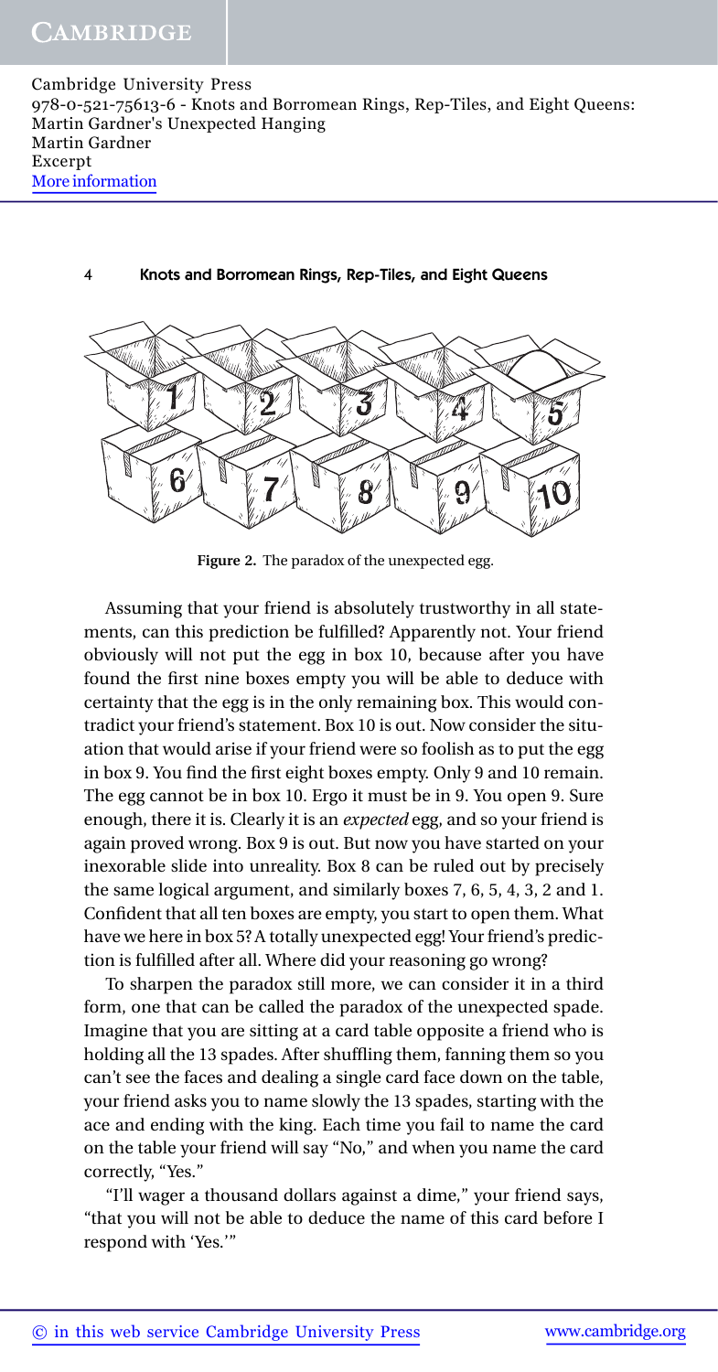Figure 2. The paradox of the unexpected egg.

Assuming that your friend is absolutely trustworthy in all statements, can this prediction be fulfilled? Apparently not. Your friend obviously will not put the egg in box 10, because after you have found the first nine boxes empty you will be able to deduce with certainty that the egg is in the only remaining box. This would contradict your friend's statement. Box 10 is out. Now consider the situation that would arise if your friend were so foolish as to put the egg in box 9. You find the first eight boxes empty. Only 9 and 10 remain. The egg cannot be in box 10. Ergo it must be in 9. You open 9. Sure enough, there it is. Clearly it is an *expected* egg, and so your friend is again proved wrong. Box 9 is out. But now you have started on your inexorable slide into unreality. Box 8 can be ruled out by precisely the same logical argument, and similarly boxes 7, 6, 5, 4, 3, 2 and 1. Confident that all ten boxes are empty, you start to open them. What have we here in box 5? A totally unexpected egg! Your friend's prediction is fulfilled after all. Where did your reasoning go wrong?

To sharpen the paradox still more, we can consider it in a third form, one that can be called the paradox of the unexpected spade. Imagine that you are sitting at a card table opposite a friend who is holding all the 13 spades. After shuffling them, fanning them so you can't see the faces and dealing a single card face down on the table, your friend asks you to name slowly the 13 spades, starting with the ace and ending with the king. Each time you fail to name the card on the table your friend will say "No," and when you name the card correctly, "Yes."

"I'll wager a thousand dollars against a dime," your friend says, "that you will not be able to deduce the name of this card before I respond with 'Yes.'"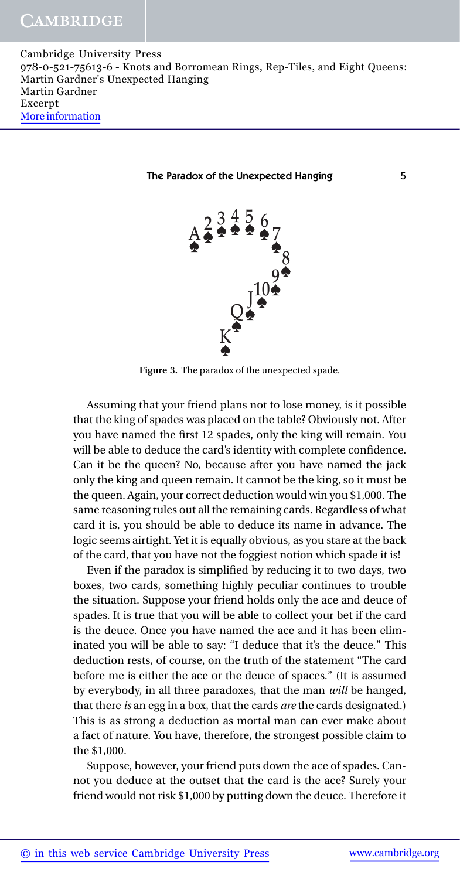Figure 3. The paradox of the unexpected spade.

Assuming that your friend plans not to lose money, is it possible that the king of spades was placed on the table? Obviously not. After you have named the first 12 spades, only the king will remain. You will be able to deduce the card's identity with complete confidence. Can it be the queen? No, because after you have named the jack only the king and queen remain. It cannot be the king, so it must be the queen. Again, your correct deduction would win you $1,000. The same reasoning rules out all the remaining cards. Regardless of what card it is, you should be able to deduce its name in advance. The logic seems airtight. Yet it is equally obvious, as you stare at the back of the card, that you have not the foggiest notion which spade it is!

Even if the paradox is simplified by reducing it to two days, two boxes, two cards, something highly peculiar continues to trouble the situation. Suppose your friend holds only the ace and deuce of spades. It is true that you will be able to collect your bet if the card is the deuce. Once you have named the ace and it has been eliminated you will be able to say: "I deduce that it's the deuce." This deduction rests, of course, on the truth of the statement "The card before me is either the ace or the deuce of spaces." (It is assumed by everybody, in all three paradoxes, that the man *will* be hanged, that there *is* an egg in a box, that the cards *are* the cards designated.) This is as strong a deduction as mortal man can ever make about a fact of nature. You have, therefore, the strongest possible claim to the $1,000.

Suppose, however, your friend puts down the ace of spades. Cannot you deduce at the outset that the card is the ace? Surely your friend would not risk $1,000 by putting down the deuce. Therefore it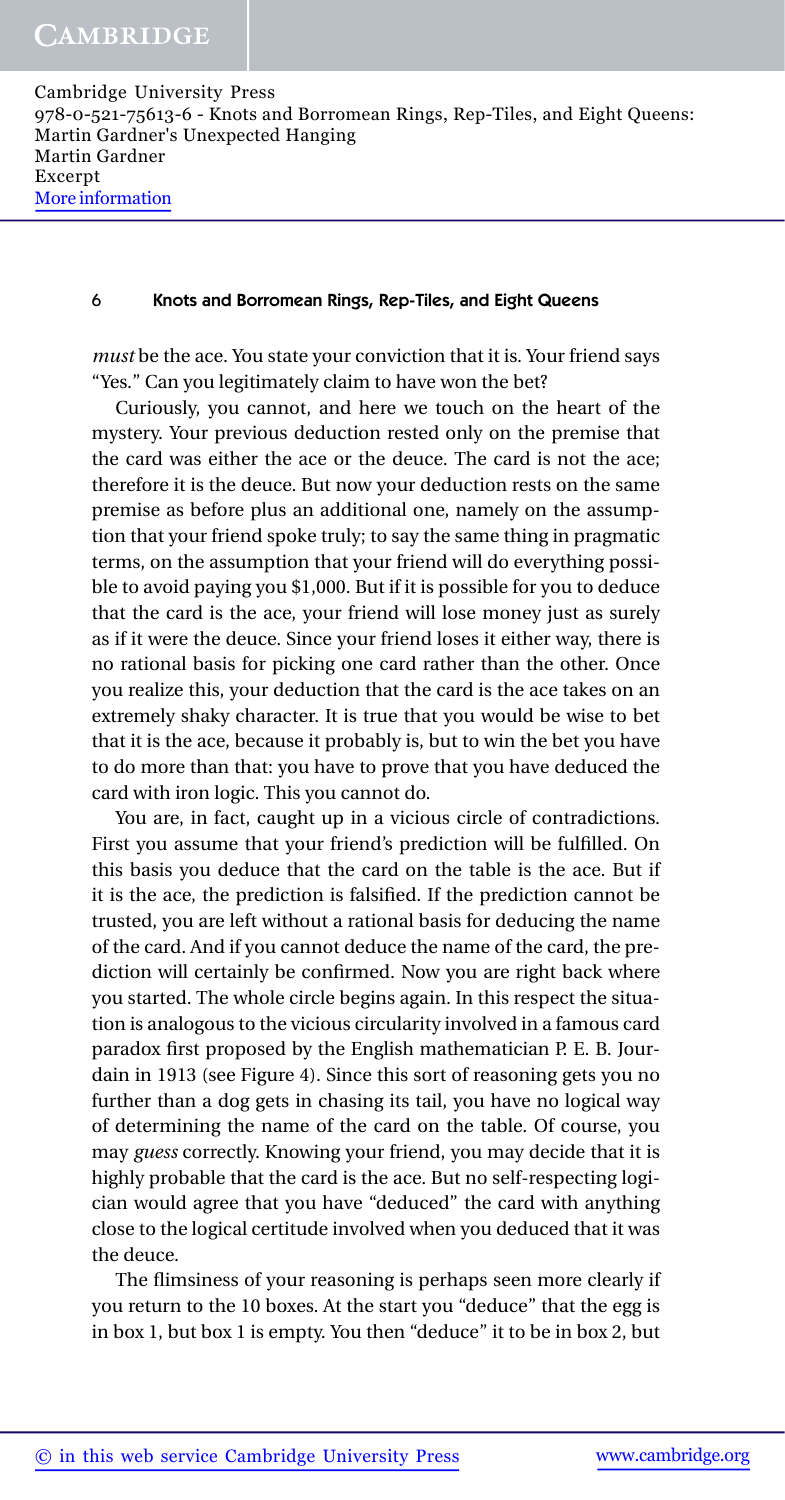*must* be the ace. You state your conviction that it is. Your friend says "Yes." Can you legitimately claim to have won the bet?

Curiously, you cannot, and here we touch on the heart of the mystery. Your previous deduction rested only on the premise that the card was either the ace or the deuce. The card is not the ace; therefore it is the deuce. But now your deduction rests on the same premise as before plus an additional one, namely on the assumption that your friend spoke truly; to say the same thing in pragmatic terms, on the assumption that your friend will do everything possible to avoid paying you $1,000. But if it is possible for you to deduce that the card is the ace, your friend will lose money just as surely as if it were the deuce. Since your friend loses it either way, there is no rational basis for picking one card rather than the other. Once you realize this, your deduction that the card is the ace takes on an extremely shaky character. It is true that you would be wise to bet that it is the ace, because it probably is, but to win the bet you have to do more than that: you have to prove that you have deduced the card with iron logic. This you cannot do.

You are, in fact, caught up in a vicious circle of contradictions. First you assume that your friend's prediction will be fulfilled. On this basis you deduce that the card on the table is the ace. But if it is the ace, the prediction is falsified. If the prediction cannot be trusted, you are left without a rational basis for deducing the name of the card. And if you cannot deduce the name of the card, the prediction will certainly be confirmed. Now you are right back where you started. The whole circle begins again. In this respect the situation is analogous to the vicious circularity involved in a famous card paradox first proposed by the English mathematician P. E. B. Jourdain in 1913 (see Figure 4). Since this sort of reasoning gets you no further than a dog gets in chasing its tail, you have no logical way of determining the name of the card on the table. Of course, you may *guess* correctly. Knowing your friend, you may decide that it is highly probable that the card is the ace. But no self-respecting logician would agree that you have "deduced" the card with anything close to the logical certitude involved when you deduced that it was the deuce.

The flimsiness of your reasoning is perhaps seen more clearly if you return to the 10 boxes. At the start you "deduce" that the egg is in box 1, but box 1 is empty. You then "deduce" it to be in box 2, but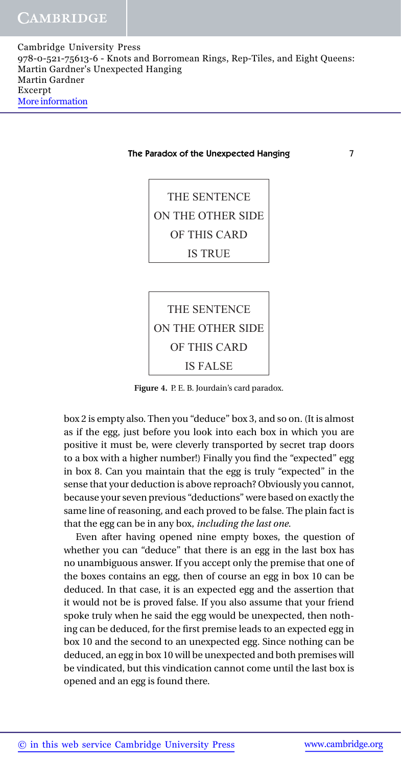THE SENTENCE
ON THE OTHER SIDE
OF THIS CARD
IS TRUE

THE SENTENCE
ON THE OTHER SIDE
OF THIS CARD
IS FALSE

**Figure 4.** P. E. B. Jourdain's card paradox.

box 2 is empty also. Then you "deduce" box 3, and so on. (It is almost as if the egg, just before you look into each box in which you are positive it must be, were cleverly transported by secret trap doors to a box with a higher number!) Finally you find the "expected" egg in box 8. Can you maintain that the egg is truly "expected" in the sense that your deduction is above reproach? Obviously you cannot, because your seven previous "deductions" were based on exactly the same line of reasoning, and each proved to be false. The plain fact is that the egg can be in any box, *including the last one.*

Even after having opened nine empty boxes, the question of whether you can "deduce" that there is an egg in the last box has no unambiguous answer. If you accept only the premise that one of the boxes contains an egg, then of course an egg in box 10 can be deduced. In that case, it is an expected egg and the assertion that it would not be is proved false. If you also assume that your friend spoke truly when he said the egg would be unexpected, then nothing can be deduced, for the first premise leads to an expected egg in box 10 and the second to an unexpected egg. Since nothing can be deduced, an egg in box 10 will be unexpected and both premises will be vindicated, but this vindication cannot come until the last box is opened and an egg is found there.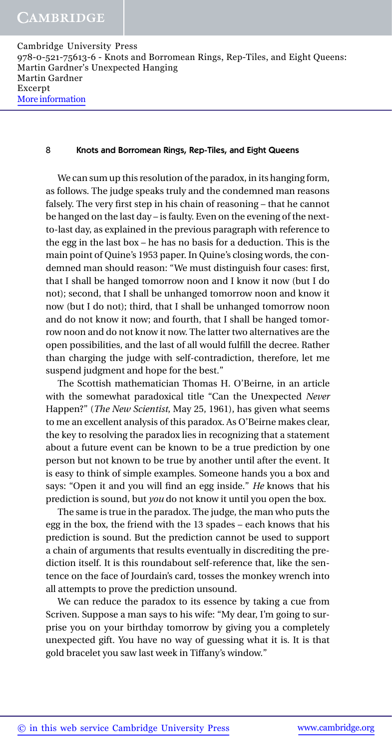We can sum up this resolution of the paradox, in its hanging form, as follows. The judge speaks truly and the condemned man reasons falsely. The very first step in his chain of reasoning – that he cannot be hanged on the last day – is faulty. Even on the evening of the next-to-last day, as explained in the previous paragraph with reference to the egg in the last box – he has no basis for a deduction. This is the main point of Quine's 1953 paper. In Quine's closing words, the condemned man should reason: "We must distinguish four cases: first, that I shall be hanged tomorrow noon and I know it now (but I do not); second, that I shall be unhanged tomorrow noon and know it now (but I do not); third, that I shall be unhanged tomorrow noon and do not know it now; and fourth, that I shall be hanged tomorrow noon and do not know it now. The latter two alternatives are the open possibilities, and the last of all would fulfill the decree. Rather than charging the judge with self-contradiction, therefore, let me suspend judgment and hope for the best."

The Scottish mathematician Thomas H. O'Beirne, in an article with the somewhat paradoxical title "Can the Unexpected *Never* Happen?" (*The New Scientist*, May 25, 1961), has given what seems to me an excellent analysis of this paradox. As O'Beirne makes clear, the key to resolving the paradox lies in recognizing that a statement about a future event can be known to be a true prediction by one person but not known to be true by another until after the event. It is easy to think of simple examples. Someone hands you a box and says: "Open it and you will find an egg inside." *He* knows that his prediction is sound, but *you* do not know it until you open the box.

The same is true in the paradox. The judge, the man who puts the egg in the box, the friend with the 13 spades – each knows that his prediction is sound. But the prediction cannot be used to support a chain of arguments that results eventually in discrediting the prediction itself. It is this roundabout self-reference that, like the sentence on the face of Jourdain's card, tosses the monkey wrench into all attempts to prove the prediction unsound.

We can reduce the paradox to its essence by taking a cue from Scriven. Suppose a man says to his wife: "My dear, I'm going to surprise you on your birthday tomorrow by giving you a completely unexpected gift. You have no way of guessing what it is. It is that gold bracelet you saw last week in Tiffany's window."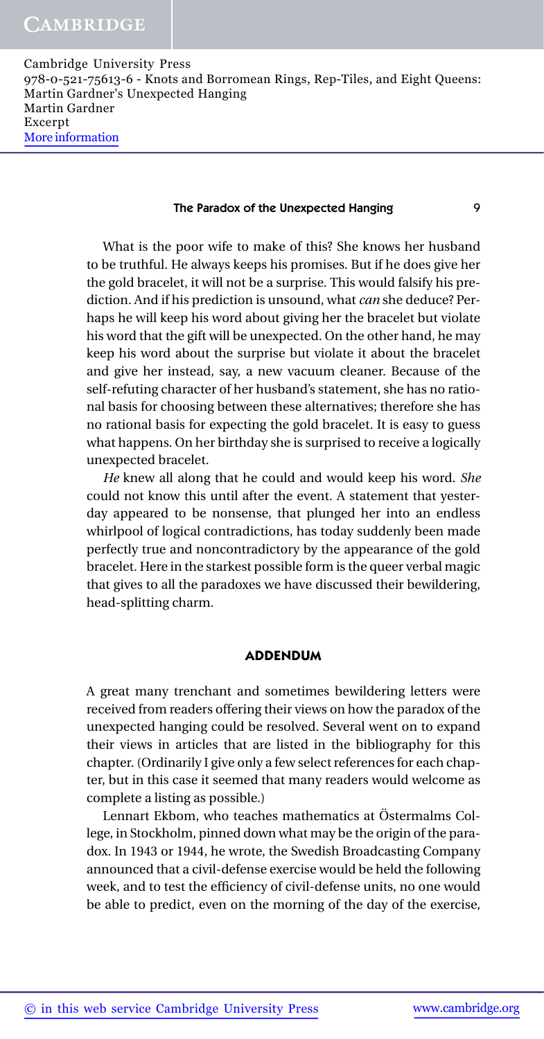What is the poor wife to make of this? She knows her husband to be truthful. He always keeps his promises. But if he does give her the gold bracelet, it will not be a surprise. This would falsify his prediction. And if his prediction is unsound, what *can* she deduce? Perhaps he will keep his word about giving her the bracelet but violate his word that the gift will be unexpected. On the other hand, he may keep his word about the surprise but violate it about the bracelet and give her instead, say, a new vacuum cleaner. Because of the self-refuting character of her husband's statement, she has no rational basis for choosing between these alternatives; therefore she has no rational basis for expecting the gold bracelet. It is easy to guess what happens. On her birthday she is surprised to receive a logically unexpected bracelet.

*He* knew all along that he could and would keep his word. *She* could not know this until after the event. A statement that yesterday appeared to be nonsense, that plunged her into an endless whirlpool of logical contradictions, has today suddenly been made perfectly true and noncontradictory by the appearance of the gold bracelet. Here in the starkest possible form is the queer verbal magic that gives to all the paradoxes we have discussed their bewildering, head-splitting charm.

## ADDENDUM

A great many trenchant and sometimes bewildering letters were received from readers offering their views on how the paradox of the unexpected hanging could be resolved. Several went on to expand their views in articles that are listed in the bibliography for this chapter. (Ordinarily I give only a few select references for each chapter, but in this case it seemed that many readers would welcome as complete a listing as possible.)

Lennart Ekbom, who teaches mathematics at Östermalms College, in Stockholm, pinned down what may be the origin of the paradox. In 1943 or 1944, he wrote, the Swedish Broadcasting Company announced that a civil-defense exercise would be held the following week, and to test the efficiency of civil-defense units, no one would be able to predict, even on the morning of the day of the exercise,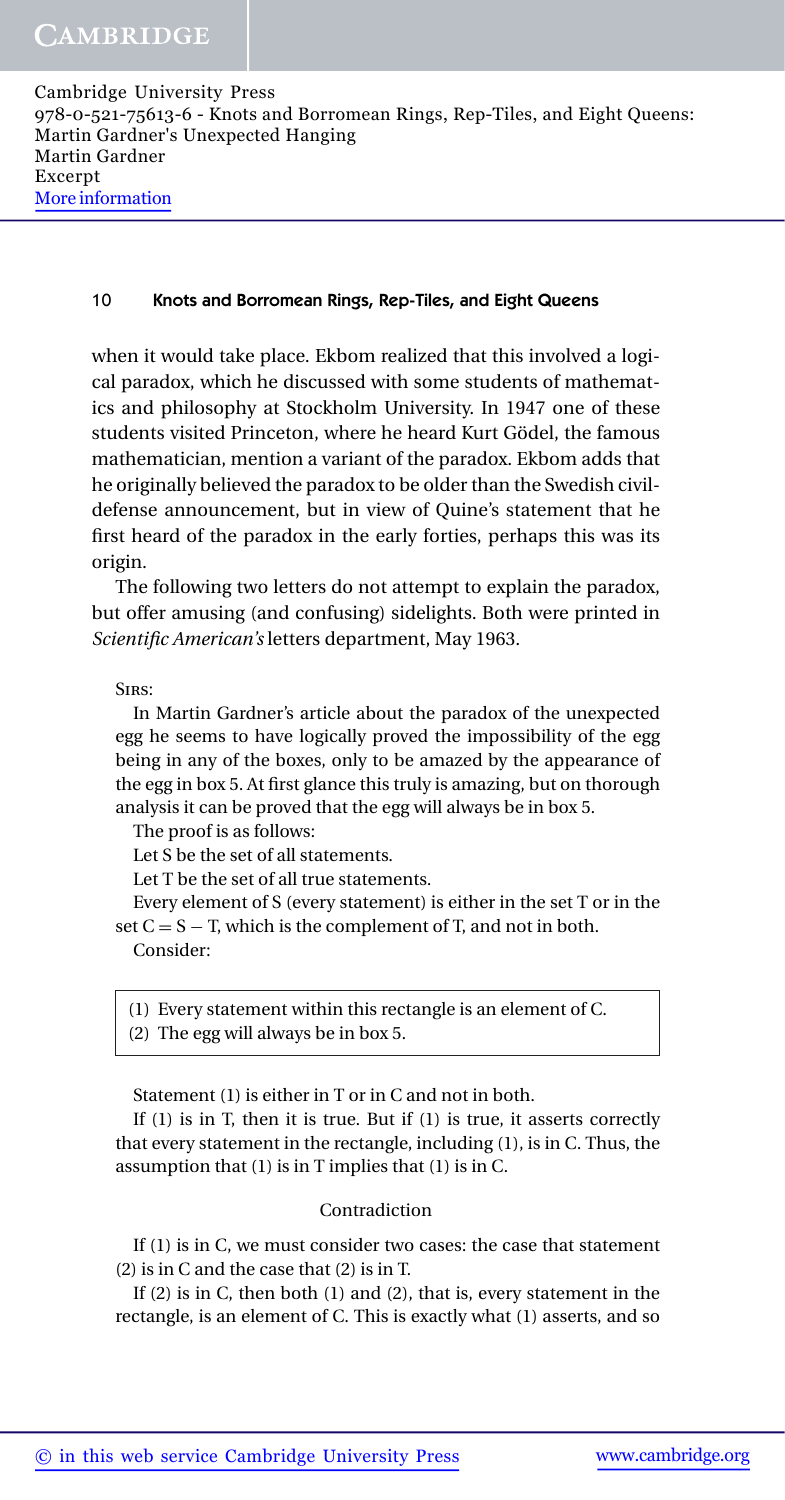when it would take place. Ekbom realized that this involved a logical paradox, which he discussed with some students of mathematics and philosophy at Stockholm University. In 1947 one of these students visited Princeton, where he heard Kurt Gödel, the famous mathematician, mention a variant of the paradox. Ekbom adds that he originally believed the paradox to be older than the Swedish civil-defense announcement, but in view of Quine's statement that he first heard of the paradox in the early forties, perhaps this was its origin.

The following two letters do not attempt to explain the paradox, but offer amusing (and confusing) sidelights. Both were printed in *Scientific American's* letters department, May 1963.

Sirs:

In Martin Gardner's article about the paradox of the unexpected egg he seems to have logically proved the impossibility of the egg being in any of the boxes, only to be amazed by the appearance of the egg in box 5. At first glance this truly is amazing, but on thorough analysis it can be proved that the egg will always be in box 5.

The proof is as follows:

Let S be the set of all statements.

Let T be the set of all true statements.

Every element of S (every statement) is either in the set T or in the set $C = S - T$, which is the complement of T, and not in both.

Consider:

> (1) Every statement within this rectangle is an element of C.
> (2) The egg will always be in box 5.

Statement (1) is either in T or in C and not in both.

If (1) is in T, then it is true. But if (1) is true, it asserts correctly that every statement in the rectangle, including (1), is in C. Thus, the assumption that (1) is in T implies that (1) is in C.

Contradiction

If (1) is in C, we must consider two cases: the case that statement (2) is in C and the case that (2) is in T.

If (2) is in C, then both (1) and (2), that is, every statement in the rectangle, is an element of C. This is exactly what (1) asserts, and so